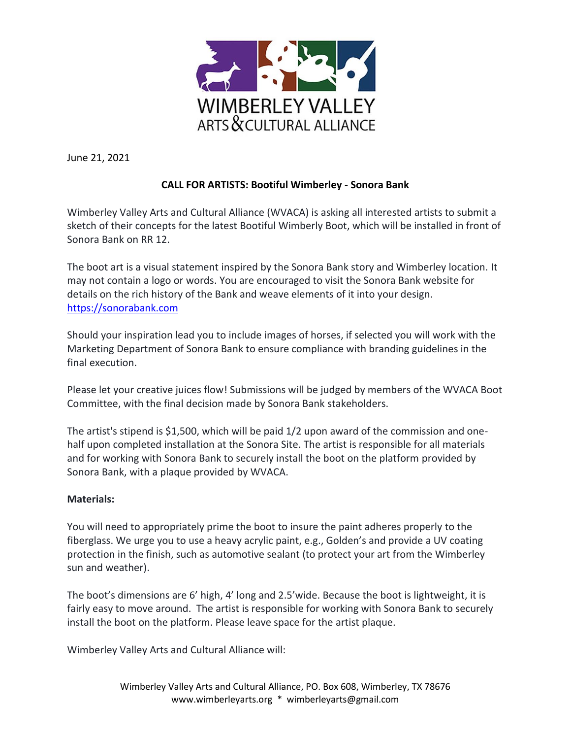June 21, 2021

**CALL FOR ARTISTS: Bootiful Wimberley - Sonora Bank**

Wimberley Valley Arts and Cultural Alliance (WVACA) is asking all interested artists to submit a sketch of their concepts for the latest Bootiful Wimberly Boot, which will be installed in front of Sonora Bank on RR 12.

The boot art is a visual statement inspired by the Sonora Bank story and Wimberley location. It may not contain a logo or words. You are encouraged to visit the Sonora Bank website for details on the rich history of the Bank and weave elements of it into your design. https://sonorabank.com

Should your inspiration lead you to include images of horses, if selected you will work with the Marketing Department of Sonora Bank to ensure compliance with branding guidelines in the final execution.

Please let your creative juices flow! Submissions will be judged by members of the WVACA Boot Committee, with the final decision made by Sonora Bank stakeholders.

The artist's stipend is $1,500, which will be paid 1/2 upon award of the commission and one-half upon completed installation at the Sonora Site. The artist is responsible for all materials and for working with Sonora Bank to securely install the boot on the platform provided by Sonora Bank, with a plaque provided by WVACA.

**Materials:**

You will need to appropriately prime the boot to insure the paint adheres properly to the fiberglass. We urge you to use a heavy acrylic paint, e.g., Golden's and provide a UV coating protection in the finish, such as automotive sealant (to protect your art from the Wimberley sun and weather).

The boot's dimensions are 6' high, 4' long and 2.5'wide. Because the boot is lightweight, it is fairly easy to move around. The artist is responsible for working with Sonora Bank to securely install the boot on the platform. Please leave space for the artist plaque.

Wimberley Valley Arts and Cultural Alliance will: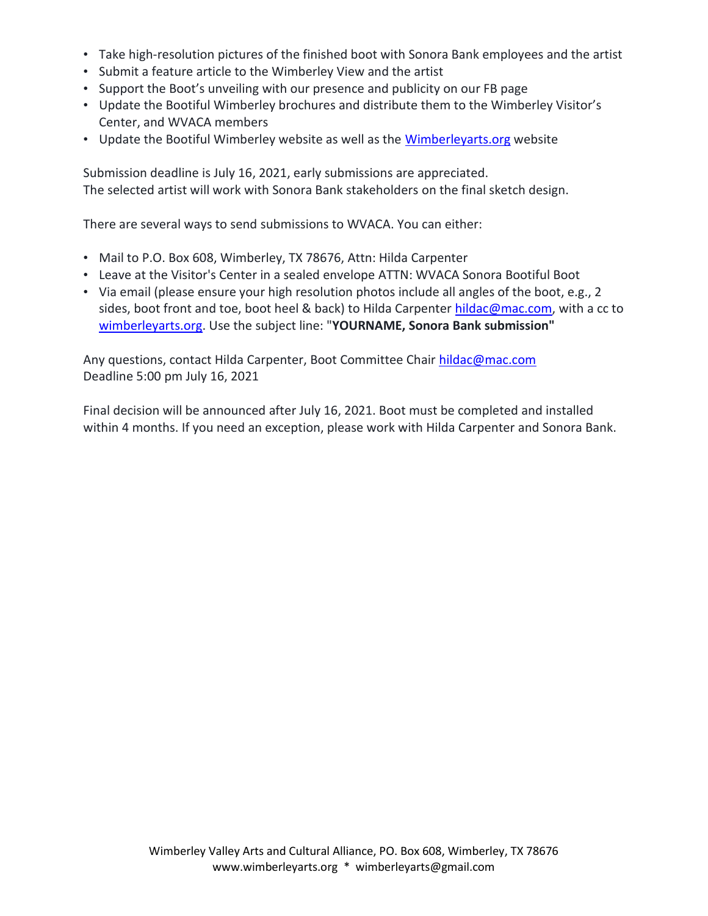- Take high-resolution pictures of the finished boot with Sonora Bank employees and the artist
- Submit a feature article to the Wimberley View and the artist
- Support the Boot's unveiling with our presence and publicity on our FB page
- Update the Bootiful Wimberley brochures and distribute them to the Wimberley Visitor's Center, and WVACA members
- Update the Bootiful Wimberley website as well as the Wimberleyarts.org website

Submission deadline is July 16, 2021, early submissions are appreciated.
The selected artist will work with Sonora Bank stakeholders on the final sketch design.

There are several ways to send submissions to WVACA. You can either:

- Mail to P.O. Box 608, Wimberley, TX 78676, Attn: Hilda Carpenter
- Leave at the Visitor's Center in a sealed envelope ATTN: WVACA Sonora Bootiful Boot
- Via email (please ensure your high resolution photos include all angles of the boot, e.g., 2 sides, boot front and toe, boot heel & back) to Hilda Carpenter hildac@mac.com, with a cc to wimberleyarts.org. Use the subject line: "**YOURNAME, Sonora Bank submission"**

Any questions, contact Hilda Carpenter, Boot Committee Chair hildac@mac.com
Deadline 5:00 pm July 16, 2021

Final decision will be announced after July 16, 2021. Boot must be completed and installed within 4 months. If you need an exception, please work with Hilda Carpenter and Sonora Bank.

Wimberley Valley Arts and Cultural Alliance, PO. Box 608, Wimberley, TX 78676
www.wimberleyarts.org * wimberleyarts@gmail.com